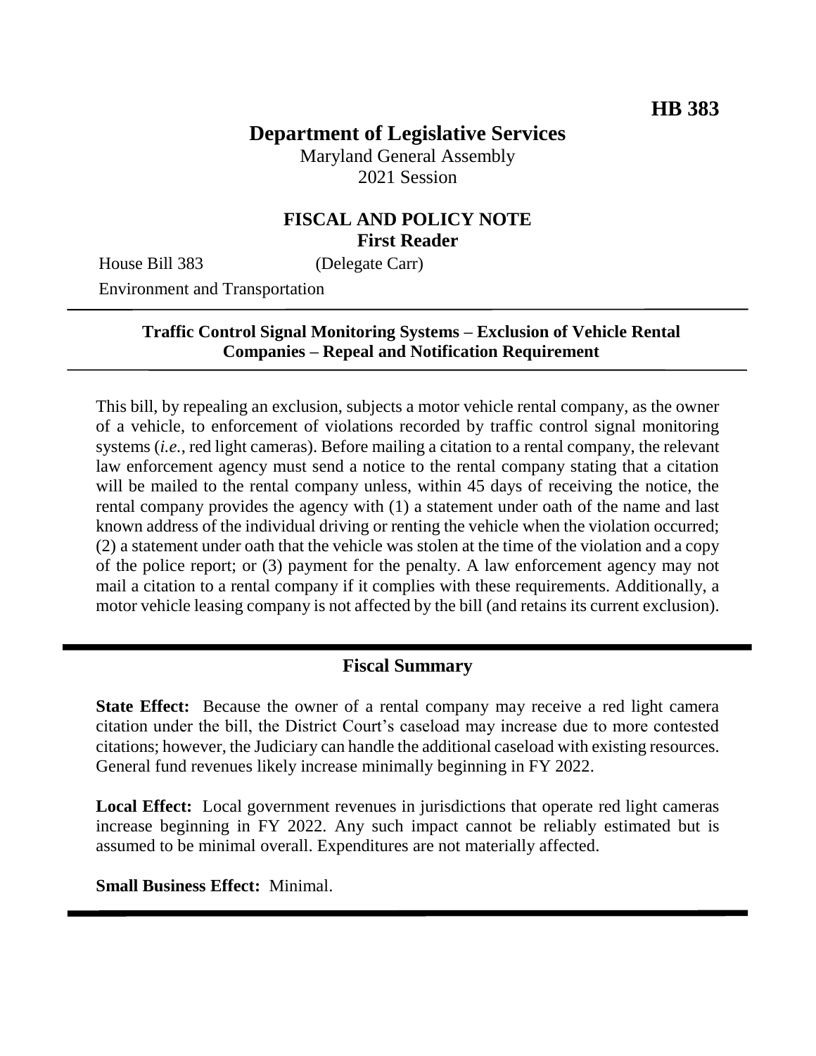**HB 383**

# Department of Legislative Services

Maryland General Assembly
2021 Session

## FISCAL AND POLICY NOTE
**First Reader**

House Bill 383 (Delegate Carr)
Environment and Transportation

**Traffic Control Signal Monitoring Systems – Exclusion of Vehicle Rental Companies – Repeal and Notification Requirement**

This bill, by repealing an exclusion, subjects a motor vehicle rental company, as the owner of a vehicle, to enforcement of violations recorded by traffic control signal monitoring systems (*i.e.*, red light cameras). Before mailing a citation to a rental company, the relevant law enforcement agency must send a notice to the rental company stating that a citation will be mailed to the rental company unless, within 45 days of receiving the notice, the rental company provides the agency with (1) a statement under oath of the name and last known address of the individual driving or renting the vehicle when the violation occurred; (2) a statement under oath that the vehicle was stolen at the time of the violation and a copy of the police report; or (3) payment for the penalty. A law enforcement agency may not mail a citation to a rental company if it complies with these requirements. Additionally, a motor vehicle leasing company is not affected by the bill (and retains its current exclusion).

## Fiscal Summary

**State Effect:** Because the owner of a rental company may receive a red light camera citation under the bill, the District Court's caseload may increase due to more contested citations; however, the Judiciary can handle the additional caseload with existing resources. General fund revenues likely increase minimally beginning in FY 2022.

**Local Effect:** Local government revenues in jurisdictions that operate red light cameras increase beginning in FY 2022. Any such impact cannot be reliably estimated but is assumed to be minimal overall. Expenditures are not materially affected.

**Small Business Effect:** Minimal.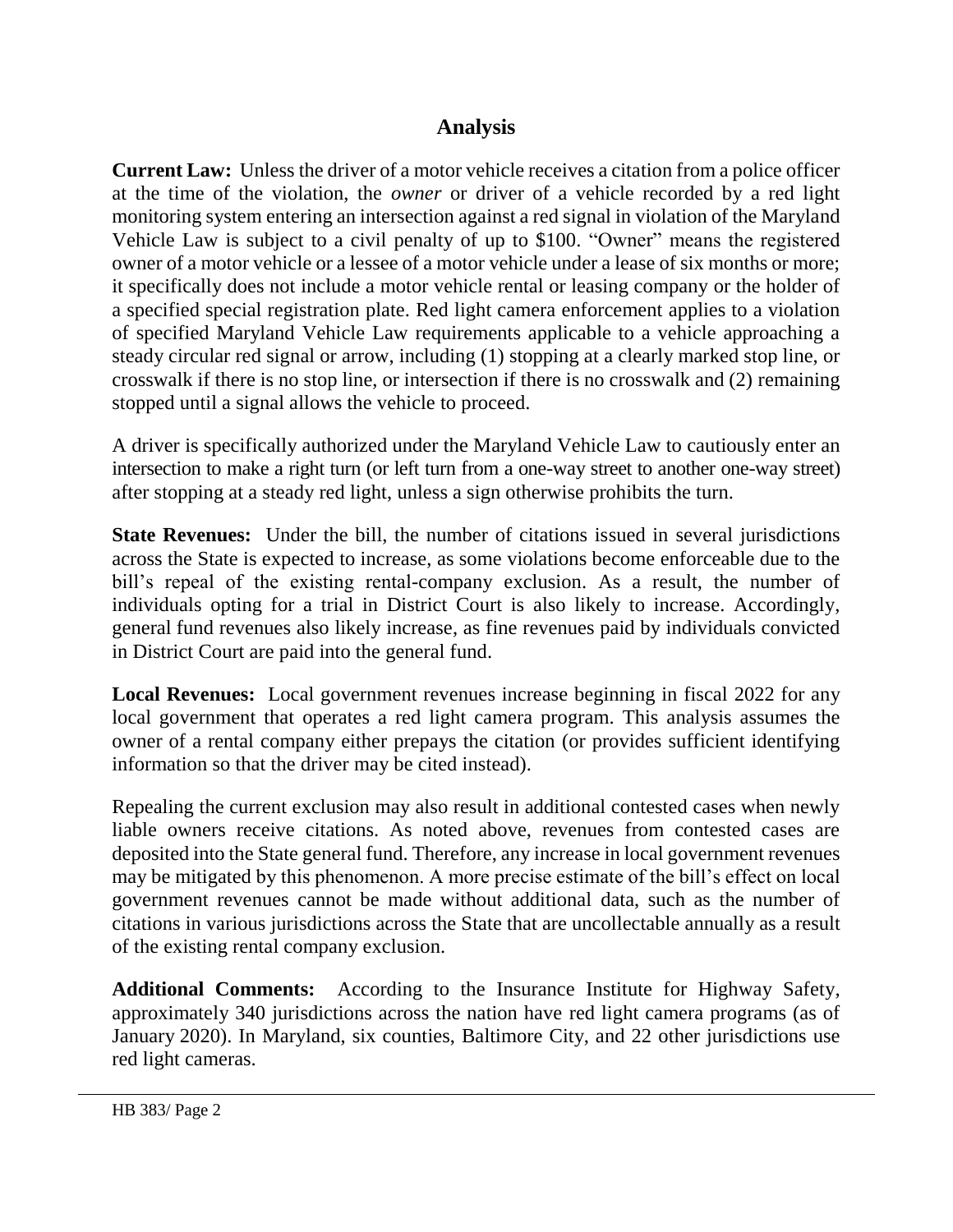## Analysis

**Current Law:** Unless the driver of a motor vehicle receives a citation from a police officer at the time of the violation, the *owner* or driver of a vehicle recorded by a red light monitoring system entering an intersection against a red signal in violation of the Maryland Vehicle Law is subject to a civil penalty of up to $100. "Owner" means the registered owner of a motor vehicle or a lessee of a motor vehicle under a lease of six months or more; it specifically does not include a motor vehicle rental or leasing company or the holder of a specified special registration plate. Red light camera enforcement applies to a violation of specified Maryland Vehicle Law requirements applicable to a vehicle approaching a steady circular red signal or arrow, including (1) stopping at a clearly marked stop line, or crosswalk if there is no stop line, or intersection if there is no crosswalk and (2) remaining stopped until a signal allows the vehicle to proceed.

A driver is specifically authorized under the Maryland Vehicle Law to cautiously enter an intersection to make a right turn (or left turn from a one-way street to another one-way street) after stopping at a steady red light, unless a sign otherwise prohibits the turn.

**State Revenues:** Under the bill, the number of citations issued in several jurisdictions across the State is expected to increase, as some violations become enforceable due to the bill's repeal of the existing rental-company exclusion. As a result, the number of individuals opting for a trial in District Court is also likely to increase. Accordingly, general fund revenues also likely increase, as fine revenues paid by individuals convicted in District Court are paid into the general fund.

**Local Revenues:** Local government revenues increase beginning in fiscal 2022 for any local government that operates a red light camera program. This analysis assumes the owner of a rental company either prepays the citation (or provides sufficient identifying information so that the driver may be cited instead).

Repealing the current exclusion may also result in additional contested cases when newly liable owners receive citations. As noted above, revenues from contested cases are deposited into the State general fund. Therefore, any increase in local government revenues may be mitigated by this phenomenon. A more precise estimate of the bill's effect on local government revenues cannot be made without additional data, such as the number of citations in various jurisdictions across the State that are uncollectable annually as a result of the existing rental company exclusion.

**Additional Comments:** According to the Insurance Institute for Highway Safety, approximately 340 jurisdictions across the nation have red light camera programs (as of January 2020). In Maryland, six counties, Baltimore City, and 22 other jurisdictions use red light cameras.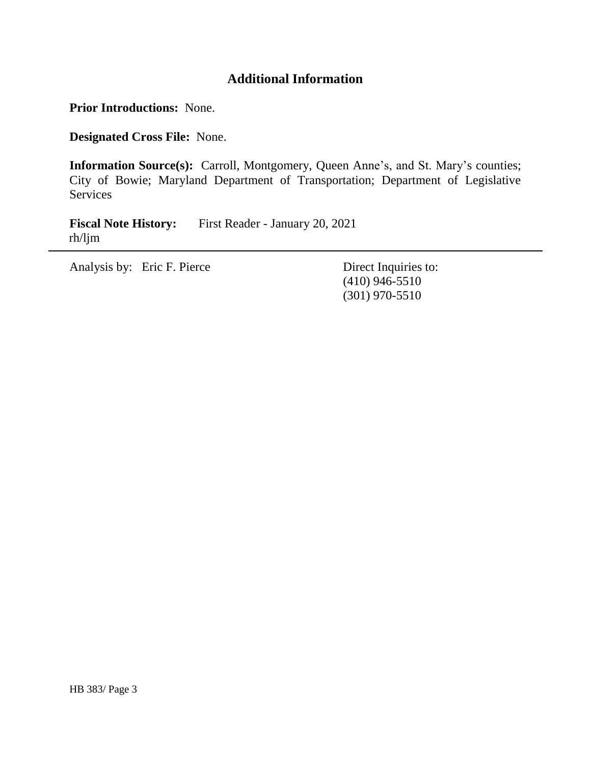## Additional Information

**Prior Introductions:** None.

**Designated Cross File:** None.

**Information Source(s):** Carroll, Montgomery, Queen Anne's, and St. Mary's counties; City of Bowie; Maryland Department of Transportation; Department of Legislative Services

**Fiscal Note History:** First Reader - January 20, 2021
rh/ljm

---

Analysis by: Eric F. Pierce

Direct Inquiries to:
(410) 946-5510
(301) 970-5510